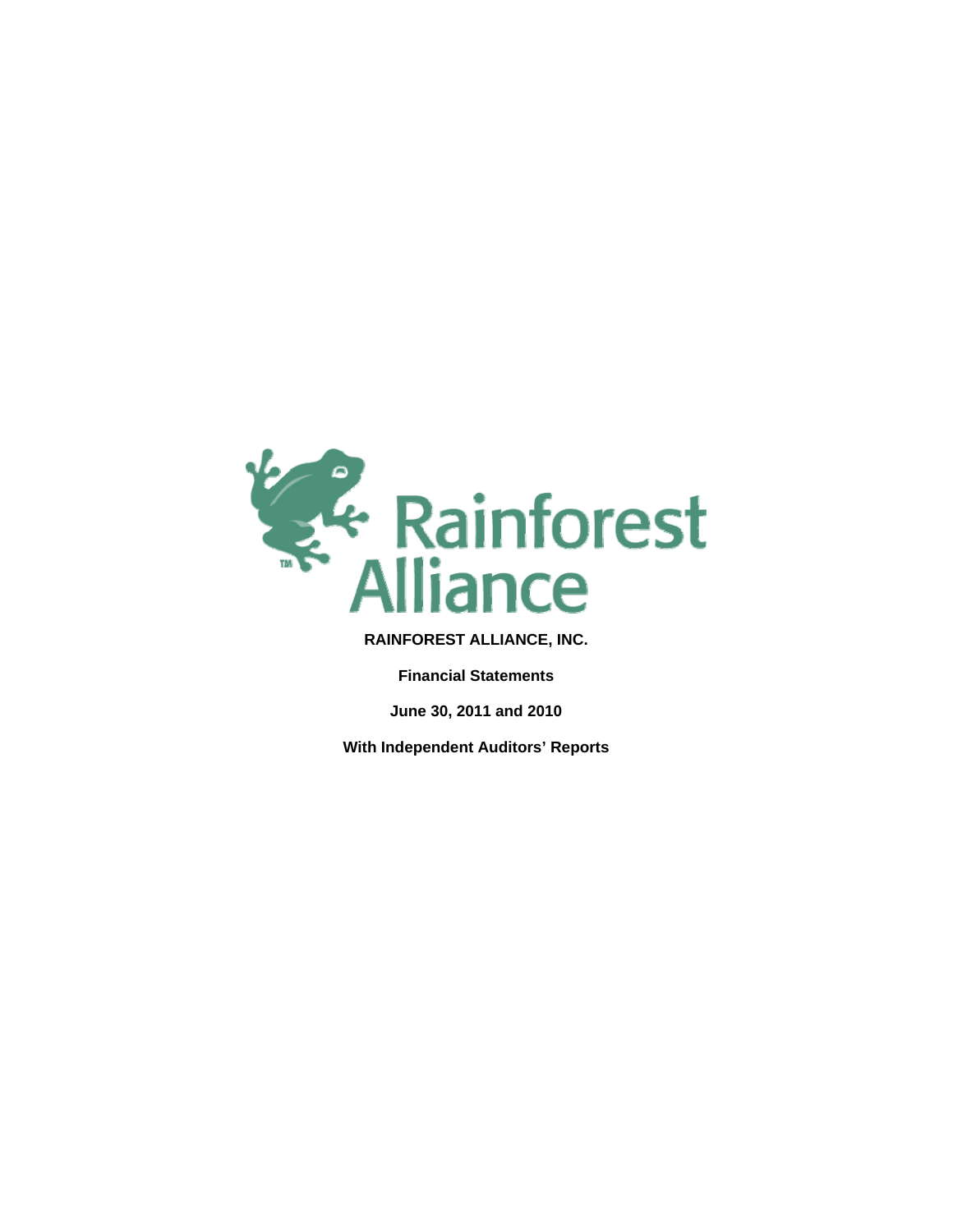Rainforest Alliance

# RAINFOREST ALLIANCE, INC.

**Financial Statements**

**June 30, 2011 and 2010**

**With Independent Auditors' Reports**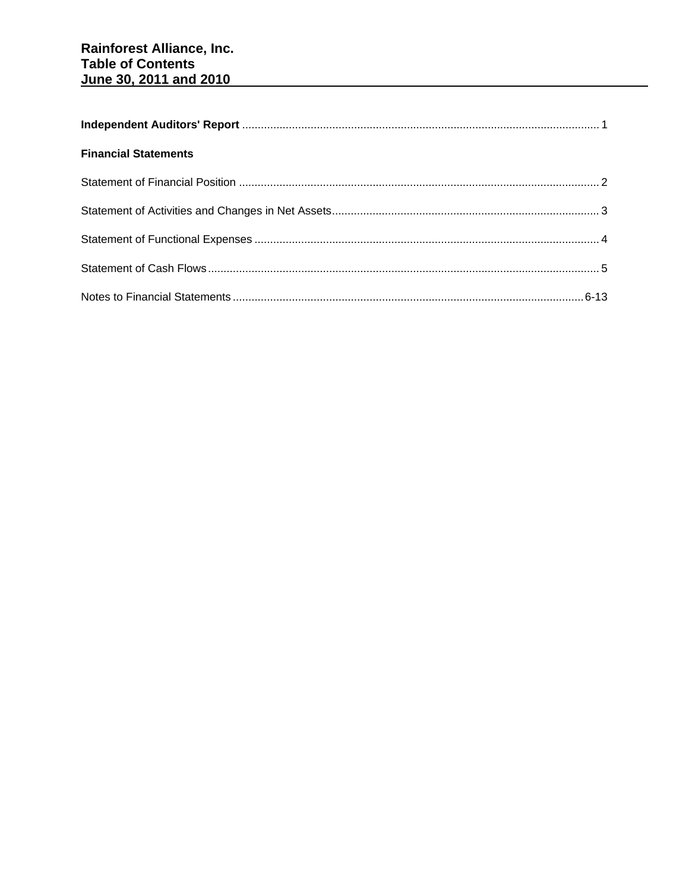# Rainforest Alliance, Inc.
# Table of Contents
# June 30, 2011 and 2010

**Independent Auditors' Report** .................................................................................................................. 1

**Financial Statements**

Statement of Financial Position .................................................................................................................. 2

Statement of Activities and Changes in Net Assets ..................................................................................... 3

Statement of Functional Expenses .............................................................................................................. 4

Statement of Cash Flows ............................................................................................................................. 5

Notes to Financial Statements ................................................................................................................ 6-13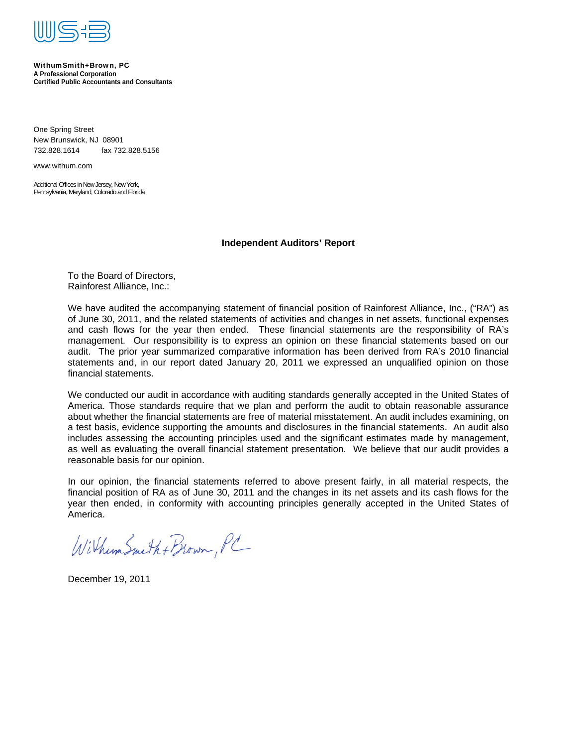**WithumSmith+Brown, PC**
**A Professional Corporation**
**Certified Public Accountants and Consultants**

One Spring Street
New Brunswick, NJ 08901
732.828.1614 fax 732.828.5156

www.withum.com

Additional Offices in New Jersey, New York, Pennsylvania, Maryland, Colorado and Florida

## Independent Auditors' Report

To the Board of Directors,
Rainforest Alliance, Inc.:

We have audited the accompanying statement of financial position of Rainforest Alliance, Inc., ("RA") as of June 30, 2011, and the related statements of activities and changes in net assets, functional expenses and cash flows for the year then ended. These financial statements are the responsibility of RA's management. Our responsibility is to express an opinion on these financial statements based on our audit. The prior year summarized comparative information has been derived from RA's 2010 financial statements and, in our report dated January 20, 2011 we expressed an unqualified opinion on those financial statements.

We conducted our audit in accordance with auditing standards generally accepted in the United States of America. Those standards require that we plan and perform the audit to obtain reasonable assurance about whether the financial statements are free of material misstatement. An audit includes examining, on a test basis, evidence supporting the amounts and disclosures in the financial statements. An audit also includes assessing the accounting principles used and the significant estimates made by management, as well as evaluating the overall financial statement presentation. We believe that our audit provides a reasonable basis for our opinion.

In our opinion, the financial statements referred to above present fairly, in all material respects, the financial position of RA as of June 30, 2011 and the changes in its net assets and its cash flows for the year then ended, in conformity with accounting principles generally accepted in the United States of America.

WithumSmith+Brown, PC

December 19, 2011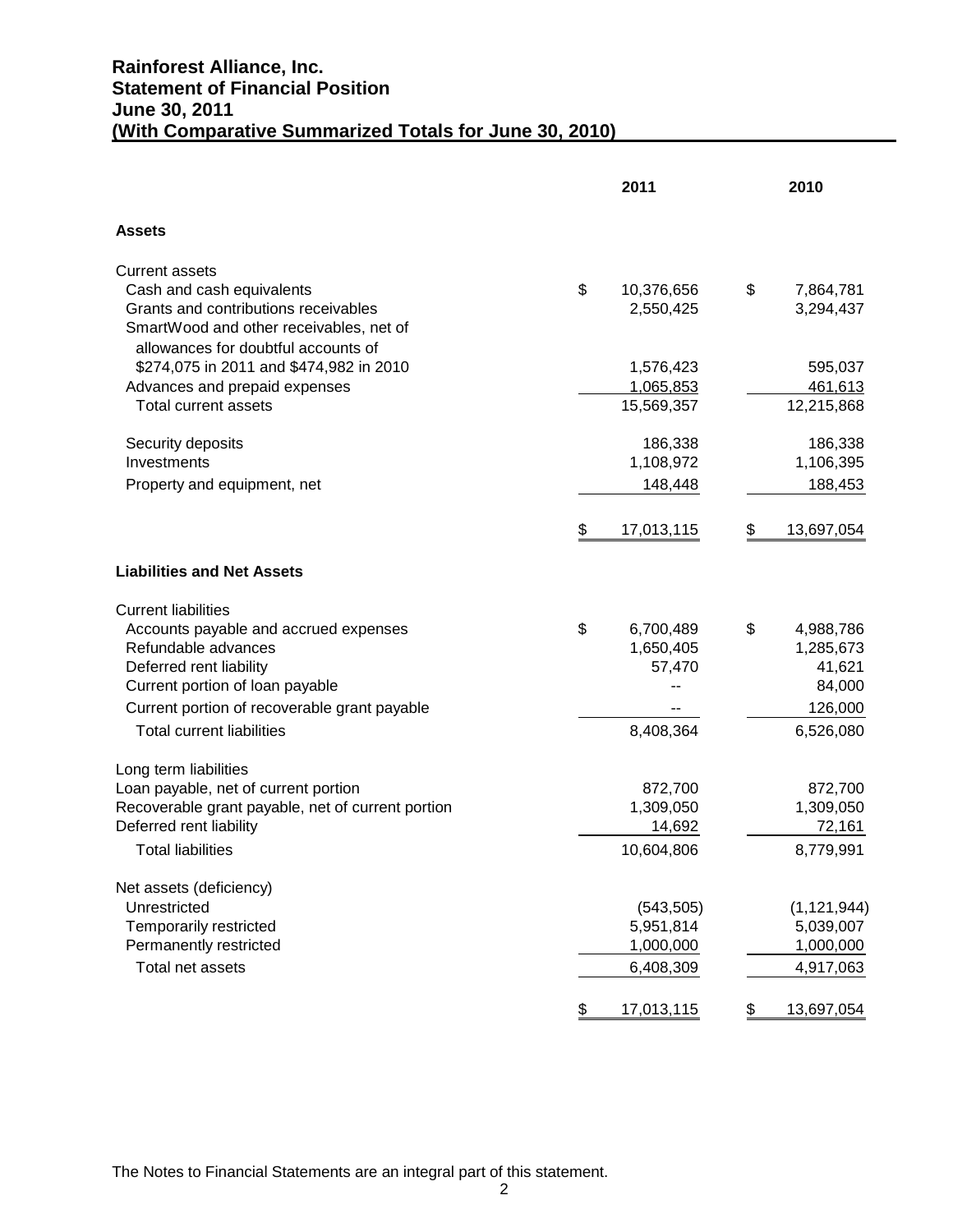# Rainforest Alliance, Inc.
## Statement of Financial Position
## June 30, 2011
## (With Comparative Summarized Totals for June 30, 2010)

| | 2011 | 2010 |
|---|---|---|
| **Assets** | | |
| Current assets | | |
| Cash and cash equivalents | $ 10,376,656 | $ 7,864,781 |
| Grants and contributions receivables | 2,550,425 | 3,294,437 |
| SmartWood and other receivables, net of allowances for doubtful accounts of $274,075 in 2011 and $474,982 in 2010 | 1,576,423 | 595,037 |
| Advances and prepaid expenses | 1,065,853 | 461,613 |
| Total current assets | 15,569,357 | 12,215,868 |
| Security deposits | 186,338 | 186,338 |
| Investments | 1,108,972 | 1,106,395 |
| Property and equipment, net | 148,448 | 188,453 |
| | $ 17,013,115 | $ 13,697,054 |
| **Liabilities and Net Assets** | | |
| Current liabilities | | |
| Accounts payable and accrued expenses | $ 6,700,489 | $ 4,988,786 |
| Refundable advances | 1,650,405 | 1,285,673 |
| Deferred rent liability | 57,470 | 41,621 |
| Current portion of loan payable | -- | 84,000 |
| Current portion of recoverable grant payable | -- | 126,000 |
| Total current liabilities | 8,408,364 | 6,526,080 |
| Long term liabilities | | |
| Loan payable, net of current portion | 872,700 | 872,700 |
| Recoverable grant payable, net of current portion | 1,309,050 | 1,309,050 |
| Deferred rent liability | 14,692 | 72,161 |
| Total liabilities | 10,604,806 | 8,779,991 |
| Net assets (deficiency) | | |
| Unrestricted | (543,505) | (1,121,944) |
| Temporarily restricted | 5,951,814 | 5,039,007 |
| Permanently restricted | 1,000,000 | 1,000,000 |
| Total net assets | 6,408,309 | 4,917,063 |
| | $ 17,013,115 | $ 13,697,054 |

The Notes to Financial Statements are an integral part of this statement.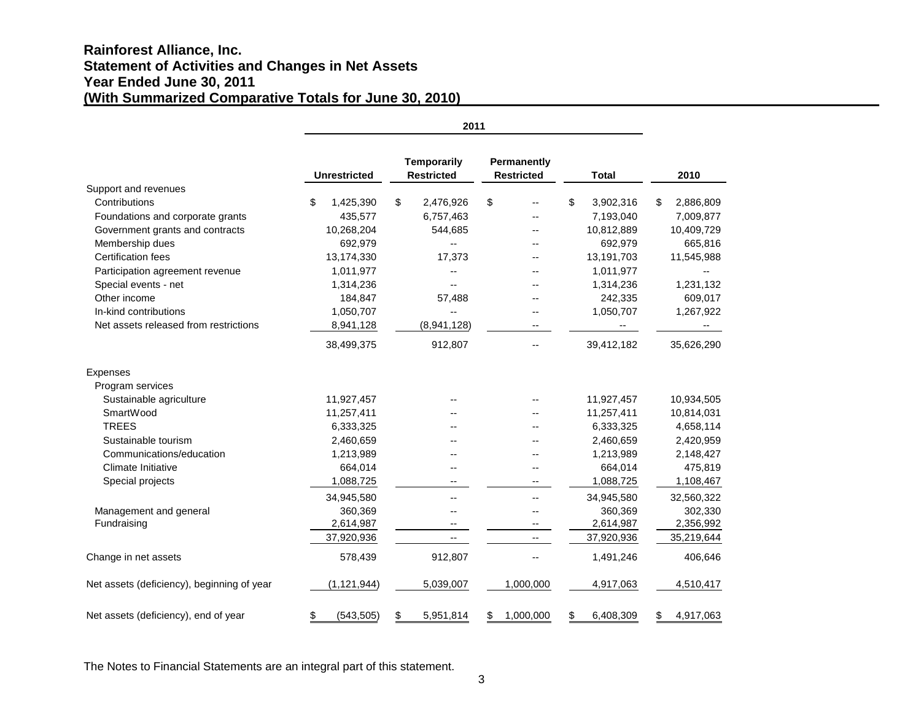# Rainforest Alliance, Inc.
## Statement of Activities and Changes in Net Assets
## Year Ended June 30, 2011
## (With Summarized Comparative Totals for June 30, 2010)

| | 2011 | | | | |
|---|---|---|---|---|---|
| | Unrestricted | Temporarily Restricted | Permanently Restricted | Total | 2010 |
| **Support and revenues** | | | | | |
| Contributions | $ 1,425,390 | $ 2,476,926 | $ -- | $ 3,902,316 | $ 2,886,809 |
| Foundations and corporate grants | 435,577 | 6,757,463 | -- | 7,193,040 | 7,009,877 |
| Government grants and contracts | 10,268,204 | 544,685 | -- | 10,812,889 | 10,409,729 |
| Membership dues | 692,979 | -- | -- | 692,979 | 665,816 |
| Certification fees | 13,174,330 | 17,373 | -- | 13,191,703 | 11,545,988 |
| Participation agreement revenue | 1,011,977 | -- | -- | 1,011,977 | -- |
| Special events - net | 1,314,236 | -- | -- | 1,314,236 | 1,231,132 |
| Other income | 184,847 | 57,488 | -- | 242,335 | 609,017 |
| In-kind contributions | 1,050,707 | -- | -- | 1,050,707 | 1,267,922 |
| Net assets released from restrictions | 8,941,128 | (8,941,128) | -- | -- | -- |
| | 38,499,375 | 912,807 | -- | 39,412,182 | 35,626,290 |
| **Expenses** | | | | | |
| Program services | | | | | |
| Sustainable agriculture | 11,927,457 | -- | -- | 11,927,457 | 10,934,505 |
| SmartWood | 11,257,411 | -- | -- | 11,257,411 | 10,814,031 |
| TREES | 6,333,325 | -- | -- | 6,333,325 | 4,658,114 |
| Sustainable tourism | 2,460,659 | -- | -- | 2,460,659 | 2,420,959 |
| Communications/education | 1,213,989 | -- | -- | 1,213,989 | 2,148,427 |
| Climate Initiative | 664,014 | -- | -- | 664,014 | 475,819 |
| Special projects | 1,088,725 | -- | -- | 1,088,725 | 1,108,467 |
| | 34,945,580 | -- | -- | 34,945,580 | 32,560,322 |
| Management and general | 360,369 | -- | -- | 360,369 | 302,330 |
| Fundraising | 2,614,987 | -- | -- | 2,614,987 | 2,356,992 |
| | 37,920,936 | -- | -- | 37,920,936 | 35,219,644 |
| Change in net assets | 578,439 | 912,807 | -- | 1,491,246 | 406,646 |
| Net assets (deficiency), beginning of year | (1,121,944) | 5,039,007 | 1,000,000 | 4,917,063 | 4,510,417 |
| Net assets (deficiency), end of year | $ (543,505) | $ 5,951,814 | $ 1,000,000 | $ 6,408,309 | $ 4,917,063 |

The Notes to Financial Statements are an integral part of this statement.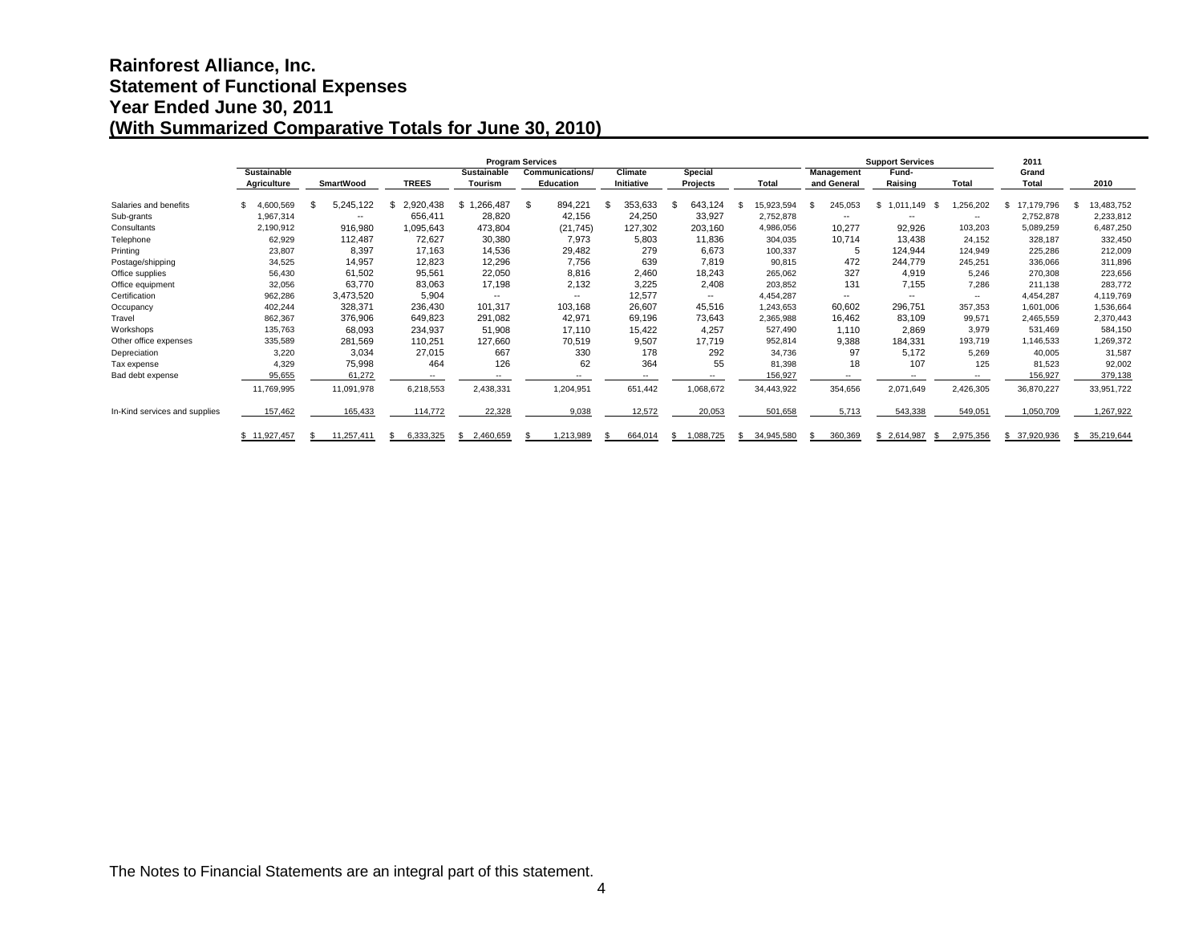# Rainforest Alliance, Inc.
# Statement of Functional Expenses
# Year Ended June 30, 2011
# (With Summarized Comparative Totals for June 30, 2010)

| | Program Services | | | | | | | | Support Services | | | 2011 | |
|---|---|---|---|---|---|---|---|---|---|---|---|---|---|
| | Sustainable Agriculture | SmartWood | TREES | Sustainable Tourism | Communications/ Education | Climate Initiative | Special Projects | Total | Management and General | Fund-Raising | Total | Grand Total | 2010 |
| Salaries and benefits | $ 4,600,569 | $ 5,245,122 | $ 2,920,438 | $ 1,266,487 | $ 894,221 | $ 353,633 | $ 643,124 | $ 15,923,594 | $ 245,053 | $ 1,011,149 | $ 1,256,202 | $ 17,179,796 | $ 13,483,752 |
| Sub-grants | 1,967,314 | -- | 656,411 | 28,820 | 42,156 | 24,250 | 33,927 | 2,752,878 | -- | -- | -- | 2,752,878 | 2,233,812 |
| Consultants | 2,190,912 | 916,980 | 1,095,643 | 473,804 | (21,745) | 127,302 | 203,160 | 4,986,056 | 10,277 | 92,926 | 103,203 | 5,089,259 | 6,487,250 |
| Telephone | 62,929 | 112,487 | 72,627 | 30,380 | 7,973 | 5,803 | 11,836 | 304,035 | 10,714 | 13,438 | 24,152 | 328,187 | 332,450 |
| Printing | 23,807 | 8,397 | 17,163 | 14,536 | 29,482 | 279 | 6,673 | 100,337 | 5 | 124,944 | 124,949 | 225,286 | 212,009 |
| Postage/shipping | 34,525 | 14,957 | 12,823 | 12,296 | 7,756 | 639 | 7,819 | 90,815 | 472 | 244,779 | 245,251 | 336,066 | 311,896 |
| Office supplies | 56,430 | 61,502 | 95,561 | 22,050 | 8,816 | 2,460 | 18,243 | 265,062 | 327 | 4,919 | 5,246 | 270,308 | 223,656 |
| Office equipment | 32,056 | 63,770 | 83,063 | 17,198 | 2,132 | 3,225 | 2,408 | 203,852 | 131 | 7,155 | 7,286 | 211,138 | 283,772 |
| Certification | 962,286 | 3,473,520 | 5,904 | -- | -- | 12,577 | -- | 4,454,287 | -- | -- | -- | 4,454,287 | 4,119,769 |
| Occupancy | 402,244 | 328,371 | 236,430 | 101,317 | 103,168 | 26,607 | 45,516 | 1,243,653 | 60,602 | 296,751 | 357,353 | 1,601,006 | 1,536,664 |
| Travel | 862,367 | 376,906 | 649,823 | 291,082 | 42,971 | 69,196 | 73,643 | 2,365,988 | 16,462 | 83,109 | 99,571 | 2,465,559 | 2,370,443 |
| Workshops | 135,763 | 68,093 | 234,937 | 51,908 | 17,110 | 15,422 | 4,257 | 527,490 | 1,110 | 2,869 | 3,979 | 531,469 | 584,150 |
| Other office expenses | 335,589 | 281,569 | 110,251 | 127,660 | 70,519 | 9,507 | 17,719 | 952,814 | 9,388 | 184,331 | 193,719 | 1,146,533 | 1,269,372 |
| Depreciation | 3,220 | 3,034 | 27,015 | 667 | 330 | 178 | 292 | 34,736 | 97 | 5,172 | 5,269 | 40,005 | 31,587 |
| Tax expense | 4,329 | 75,998 | 464 | 126 | 62 | 364 | 55 | 81,398 | 18 | 107 | 125 | 81,523 | 92,002 |
| Bad debt expense | 95,655 | 61,272 | -- | -- | -- | -- | -- | 156,927 | -- | -- | -- | 156,927 | 379,138 |
| | 11,769,995 | 11,091,978 | 6,218,553 | 2,438,331 | 1,204,951 | 651,442 | 1,068,672 | 34,443,922 | 354,656 | 2,071,649 | 2,426,305 | 36,870,227 | 33,951,722 |
| In-Kind services and supplies | 157,462 | 165,433 | 114,772 | 22,328 | 9,038 | 12,572 | 20,053 | 501,658 | 5,713 | 543,338 | 549,051 | 1,050,709 | 1,267,922 |
| | $ 11,927,457 | $ 11,257,411 | $ 6,333,325 | $ 2,460,659 | $ 1,213,989 | $ 664,014 | $ 1,088,725 | $ 34,945,580 | $ 360,369 | $ 2,614,987 | $ 2,975,356 | $ 37,920,936 | $ 35,219,644 |

The Notes to Financial Statements are an integral part of this statement.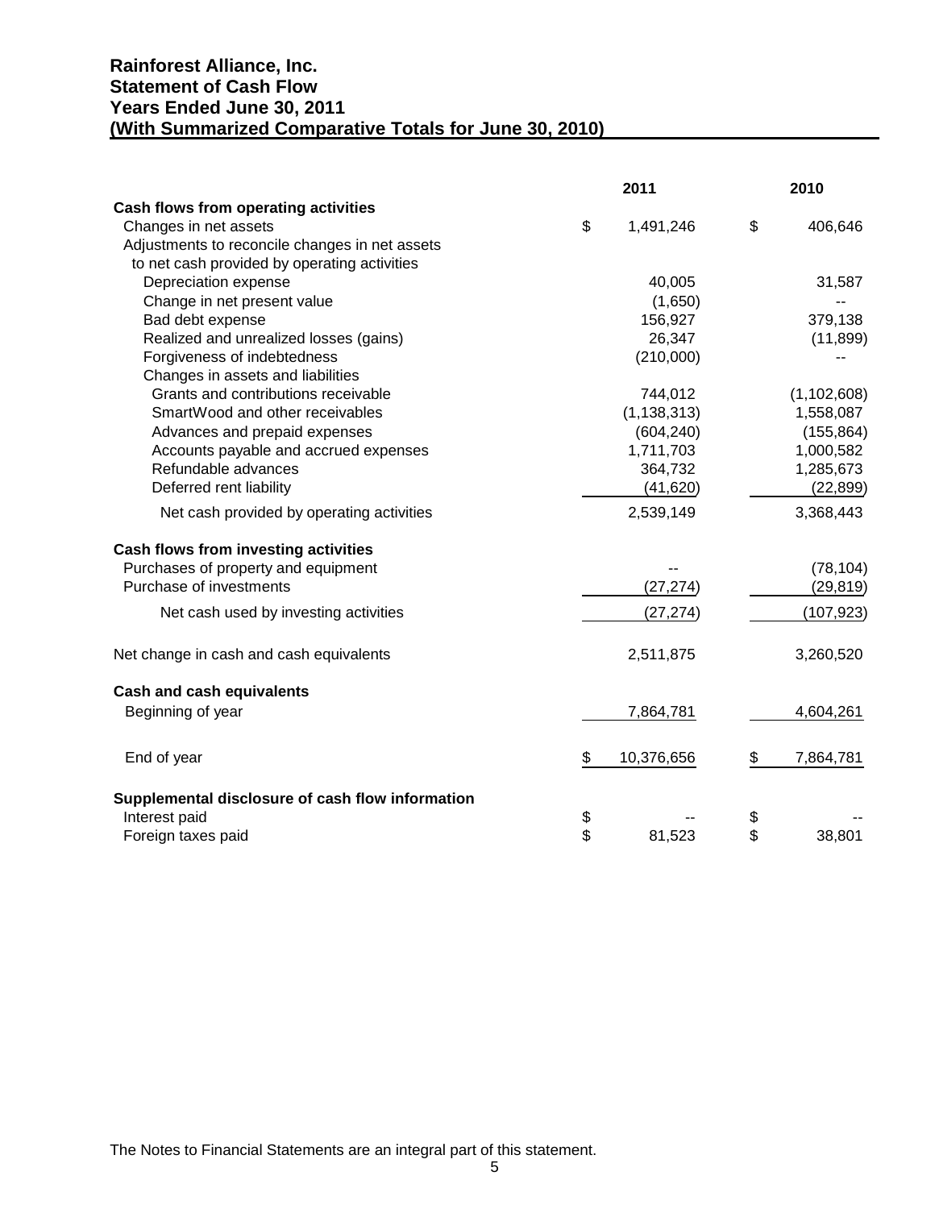# Rainforest Alliance, Inc.
## Statement of Cash Flow
## Years Ended June 30, 2011
## (With Summarized Comparative Totals for June 30, 2010)

| | 2011 | 2010 |
|---|---|---|
| **Cash flows from operating activities** | | |
| Changes in net assets | $ 1,491,246 | $ 406,646 |
| Adjustments to reconcile changes in net assets to net cash provided by operating activities | | |
| Depreciation expense | 40,005 | 31,587 |
| Change in net present value | (1,650) | -- |
| Bad debt expense | 156,927 | 379,138 |
| Realized and unrealized losses (gains) | 26,347 | (11,899) |
| Forgiveness of indebtedness | (210,000) | -- |
| Changes in assets and liabilities | | |
| Grants and contributions receivable | 744,012 | (1,102,608) |
| SmartWood and other receivables | (1,138,313) | 1,558,087 |
| Advances and prepaid expenses | (604,240) | (155,864) |
| Accounts payable and accrued expenses | 1,711,703 | 1,000,582 |
| Refundable advances | 364,732 | 1,285,673 |
| Deferred rent liability | (41,620) | (22,899) |
| Net cash provided by operating activities | 2,539,149 | 3,368,443 |
| **Cash flows from investing activities** | | |
| Purchases of property and equipment | -- | (78,104) |
| Purchase of investments | (27,274) | (29,819) |
| Net cash used by investing activities | (27,274) | (107,923) |
| Net change in cash and cash equivalents | 2,511,875 | 3,260,520 |
| **Cash and cash equivalents** | | |
| Beginning of year | 7,864,781 | 4,604,261 |
| End of year | $ 10,376,656 | $ 7,864,781 |
| **Supplemental disclosure of cash flow information** | | |
| Interest paid | $ -- | $ -- |
| Foreign taxes paid | $ 81,523 | $ 38,801 |

The Notes to Financial Statements are an integral part of this statement.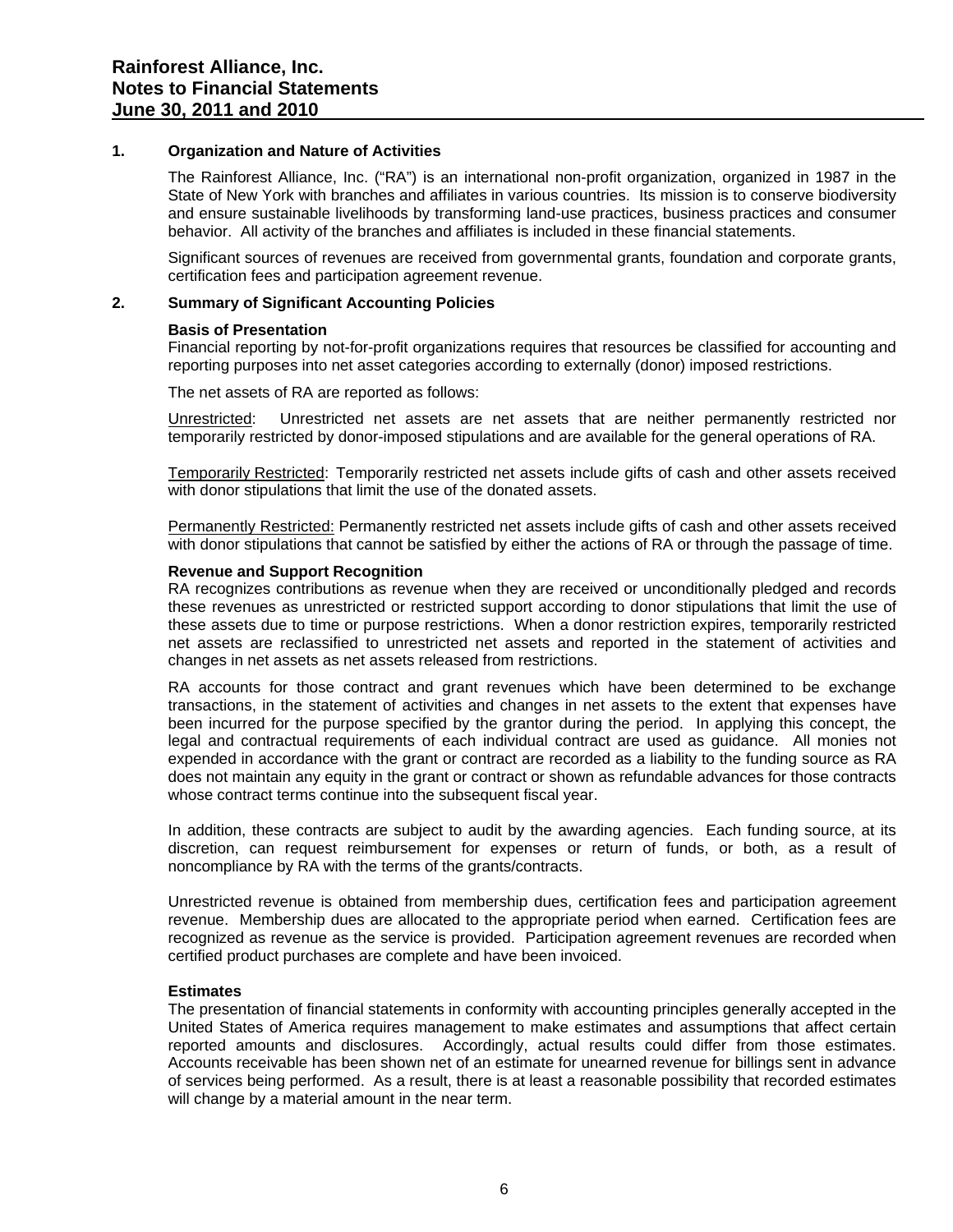# Rainforest Alliance, Inc.
# Notes to Financial Statements
# June 30, 2011 and 2010

## 1. Organization and Nature of Activities

The Rainforest Alliance, Inc. ("RA") is an international non-profit organization, organized in 1987 in the State of New York with branches and affiliates in various countries. Its mission is to conserve biodiversity and ensure sustainable livelihoods by transforming land-use practices, business practices and consumer behavior. All activity of the branches and affiliates is included in these financial statements.

Significant sources of revenues are received from governmental grants, foundation and corporate grants, certification fees and participation agreement revenue.

## 2. Summary of Significant Accounting Policies

**Basis of Presentation**

Financial reporting by not-for-profit organizations requires that resources be classified for accounting and reporting purposes into net asset categories according to externally (donor) imposed restrictions.

The net assets of RA are reported as follows:

Unrestricted: Unrestricted net assets are net assets that are neither permanently restricted nor temporarily restricted by donor-imposed stipulations and are available for the general operations of RA.

Temporarily Restricted: Temporarily restricted net assets include gifts of cash and other assets received with donor stipulations that limit the use of the donated assets.

Permanently Restricted: Permanently restricted net assets include gifts of cash and other assets received with donor stipulations that cannot be satisfied by either the actions of RA or through the passage of time.

**Revenue and Support Recognition**

RA recognizes contributions as revenue when they are received or unconditionally pledged and records these revenues as unrestricted or restricted support according to donor stipulations that limit the use of these assets due to time or purpose restrictions. When a donor restriction expires, temporarily restricted net assets are reclassified to unrestricted net assets and reported in the statement of activities and changes in net assets as net assets released from restrictions.

RA accounts for those contract and grant revenues which have been determined to be exchange transactions, in the statement of activities and changes in net assets to the extent that expenses have been incurred for the purpose specified by the grantor during the period. In applying this concept, the legal and contractual requirements of each individual contract are used as guidance. All monies not expended in accordance with the grant or contract are recorded as a liability to the funding source as RA does not maintain any equity in the grant or contract or shown as refundable advances for those contracts whose contract terms continue into the subsequent fiscal year.

In addition, these contracts are subject to audit by the awarding agencies. Each funding source, at its discretion, can request reimbursement for expenses or return of funds, or both, as a result of noncompliance by RA with the terms of the grants/contracts.

Unrestricted revenue is obtained from membership dues, certification fees and participation agreement revenue. Membership dues are allocated to the appropriate period when earned. Certification fees are recognized as revenue as the service is provided. Participation agreement revenues are recorded when certified product purchases are complete and have been invoiced.

**Estimates**

The presentation of financial statements in conformity with accounting principles generally accepted in the United States of America requires management to make estimates and assumptions that affect certain reported amounts and disclosures. Accordingly, actual results could differ from those estimates. Accounts receivable has been shown net of an estimate for unearned revenue for billings sent in advance of services being performed. As a result, there is at least a reasonable possibility that recorded estimates will change by a material amount in the near term.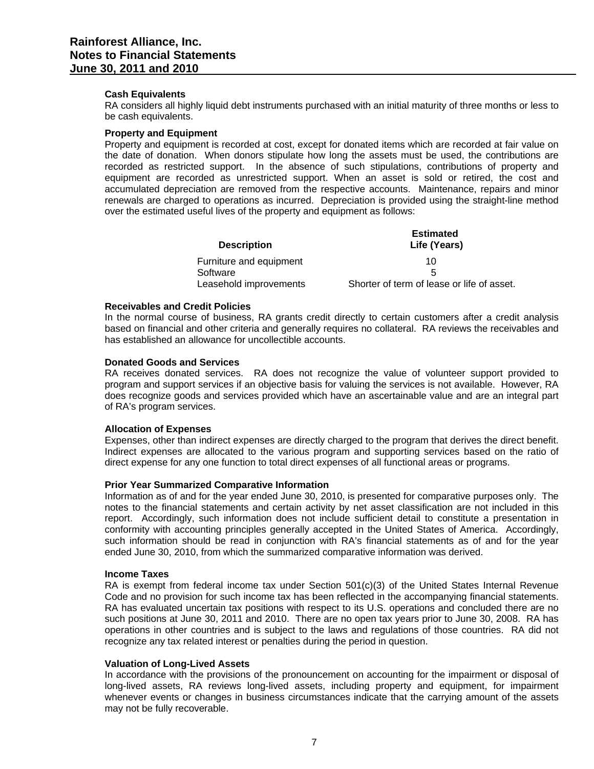# Rainforest Alliance, Inc.
# Notes to Financial Statements
# June 30, 2011 and 2010

### Cash Equivalents

RA considers all highly liquid debt instruments purchased with an initial maturity of three months or less to be cash equivalents.

### Property and Equipment

Property and equipment is recorded at cost, except for donated items which are recorded at fair value on the date of donation. When donors stipulate how long the assets must be used, the contributions are recorded as restricted support. In the absence of such stipulations, contributions of property and equipment are recorded as unrestricted support. When an asset is sold or retired, the cost and accumulated depreciation are removed from the respective accounts. Maintenance, repairs and minor renewals are charged to operations as incurred. Depreciation is provided using the straight-line method over the estimated useful lives of the property and equipment as follows:

| Description | Estimated Life (Years) |
|---|---|
| Furniture and equipment | 10 |
| Software | 5 |
| Leasehold improvements | Shorter of term of lease or life of asset. |

### Receivables and Credit Policies

In the normal course of business, RA grants credit directly to certain customers after a credit analysis based on financial and other criteria and generally requires no collateral. RA reviews the receivables and has established an allowance for uncollectible accounts.

### Donated Goods and Services

RA receives donated services. RA does not recognize the value of volunteer support provided to program and support services if an objective basis for valuing the services is not available. However, RA does recognize goods and services provided which have an ascertainable value and are an integral part of RA's program services.

### Allocation of Expenses

Expenses, other than indirect expenses are directly charged to the program that derives the direct benefit. Indirect expenses are allocated to the various program and supporting services based on the ratio of direct expense for any one function to total direct expenses of all functional areas or programs.

### Prior Year Summarized Comparative Information

Information as of and for the year ended June 30, 2010, is presented for comparative purposes only. The notes to the financial statements and certain activity by net asset classification are not included in this report. Accordingly, such information does not include sufficient detail to constitute a presentation in conformity with accounting principles generally accepted in the United States of America. Accordingly, such information should be read in conjunction with RA's financial statements as of and for the year ended June 30, 2010, from which the summarized comparative information was derived.

### Income Taxes

RA is exempt from federal income tax under Section 501(c)(3) of the United States Internal Revenue Code and no provision for such income tax has been reflected in the accompanying financial statements. RA has evaluated uncertain tax positions with respect to its U.S. operations and concluded there are no such positions at June 30, 2011 and 2010. There are no open tax years prior to June 30, 2008. RA has operations in other countries and is subject to the laws and regulations of those countries. RA did not recognize any tax related interest or penalties during the period in question.

### Valuation of Long-Lived Assets

In accordance with the provisions of the pronouncement on accounting for the impairment or disposal of long-lived assets, RA reviews long-lived assets, including property and equipment, for impairment whenever events or changes in business circumstances indicate that the carrying amount of the assets may not be fully recoverable.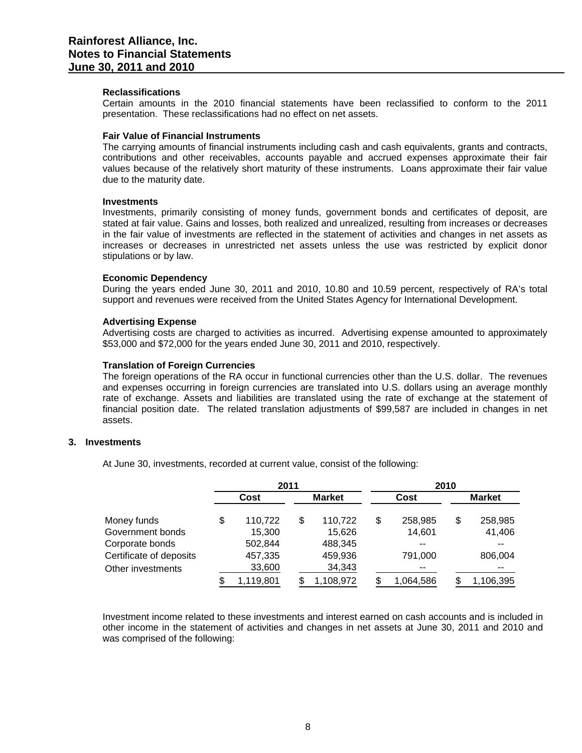**Reclassifications**

Certain amounts in the 2010 financial statements have been reclassified to conform to the 2011 presentation. These reclassifications had no effect on net assets.

**Fair Value of Financial Instruments**

The carrying amounts of financial instruments including cash and cash equivalents, grants and contracts, contributions and other receivables, accounts payable and accrued expenses approximate their fair values because of the relatively short maturity of these instruments. Loans approximate their fair value due to the maturity date.

**Investments**

Investments, primarily consisting of money funds, government bonds and certificates of deposit, are stated at fair value. Gains and losses, both realized and unrealized, resulting from increases or decreases in the fair value of investments are reflected in the statement of activities and changes in net assets as increases or decreases in unrestricted net assets unless the use was restricted by explicit donor stipulations or by law.

**Economic Dependency**

During the years ended June 30, 2011 and 2010, 10.80 and 10.59 percent, respectively of RA's total support and revenues were received from the United States Agency for International Development.

**Advertising Expense**

Advertising costs are charged to activities as incurred. Advertising expense amounted to approximately $53,000 and $72,000 for the years ended June 30, 2011 and 2010, respectively.

**Translation of Foreign Currencies**

The foreign operations of the RA occur in functional currencies other than the U.S. dollar. The revenues and expenses occurring in foreign currencies are translated into U.S. dollars using an average monthly rate of exchange. Assets and liabilities are translated using the rate of exchange at the statement of financial position date. The related translation adjustments of $99,587 are included in changes in net assets.

## 3. Investments

At June 30, investments, recorded at current value, consist of the following:

| | 2011 | | 2010 | |
|---|---|---|---|---|
| | Cost | Market | Cost | Market |
| Money funds | $ 110,722 | $ 110,722 | $ 258,985 | $ 258,985 |
| Government bonds | 15,300 | 15,626 | 14,601 | 41,406 |
| Corporate bonds | 502,844 | 488,345 | -- | -- |
| Certificate of deposits | 457,335 | 459,936 | 791,000 | 806,004 |
| Other investments | 33,600 | 34,343 | -- | -- |
| | $ 1,119,801 | $ 1,108,972 | $ 1,064,586 | $ 1,106,395 |

Investment income related to these investments and interest earned on cash accounts and is included in other income in the statement of activities and changes in net assets at June 30, 2011 and 2010 and was comprised of the following: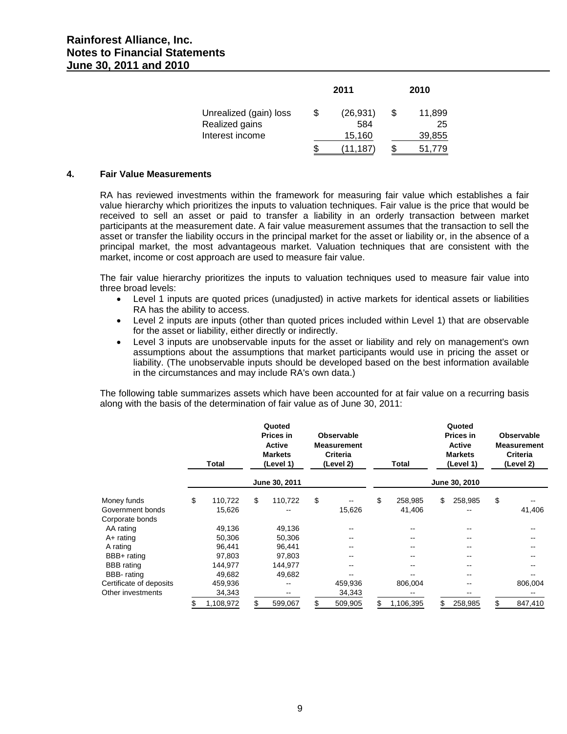| | 2011 | 2010 |
|---|---|---|
| Unrealized (gain) loss | $ (26,931) | $ 11,899 |
| Realized gains | 584 | 25 |
| Interest income | 15,160 | 39,855 |
| | $ (11,187) | $ 51,779 |

## 4. Fair Value Measurements

RA has reviewed investments within the framework for measuring fair value which establishes a fair value hierarchy which prioritizes the inputs to valuation techniques. Fair value is the price that would be received to sell an asset or paid to transfer a liability in an orderly transaction between market participants at the measurement date. A fair value measurement assumes that the transaction to sell the asset or transfer the liability occurs in the principal market for the asset or liability or, in the absence of a principal market, the most advantageous market. Valuation techniques that are consistent with the market, income or cost approach are used to measure fair value.

The fair value hierarchy prioritizes the inputs to valuation techniques used to measure fair value into three broad levels:

- Level 1 inputs are quoted prices (unadjusted) in active markets for identical assets or liabilities RA has the ability to access.
- Level 2 inputs are inputs (other than quoted prices included within Level 1) that are observable for the asset or liability, either directly or indirectly.
- Level 3 inputs are unobservable inputs for the asset or liability and rely on management's own assumptions about the assumptions that market participants would use in pricing the asset or liability. (The unobservable inputs should be developed based on the best information available in the circumstances and may include RA's own data.)

The following table summarizes assets which have been accounted for at fair value on a recurring basis along with the basis of the determination of fair value as of June 30, 2011:

| | Total | Quoted Prices in Active Markets (Level 1) | Observable Measurement Criteria (Level 2) | Total | Quoted Prices in Active Markets (Level 1) | Observable Measurement Criteria (Level 2) |
|---|---|---|---|---|---|---|
| | June 30, 2011 | | | June 30, 2010 | | |
| Money funds | $ 110,722 | $ 110,722 | $ -- | $ 258,985 | $ 258,985 | $ -- |
| Government bonds | 15,626 | -- | 15,626 | 41,406 | -- | 41,406 |
| Corporate bonds | | | | | | |
| AA rating | 49,136 | 49,136 | -- | -- | -- | -- |
| A+ rating | 50,306 | 50,306 | -- | -- | -- | -- |
| A rating | 96,441 | 96,441 | -- | -- | -- | -- |
| BBB+ rating | 97,803 | 97,803 | -- | -- | -- | -- |
| BBB rating | 144,977 | 144,977 | -- | -- | -- | -- |
| BBB- rating | 49,682 | 49,682 | -- | -- | -- | -- |
| Certificate of deposits | 459,936 | -- | 459,936 | 806,004 | -- | 806,004 |
| Other investments | 34,343 | -- | 34,343 | -- | -- | -- |
| | $ 1,108,972 | $ 599,067 | $ 509,905 | $ 1,106,395 | $ 258,985 | $ 847,410 |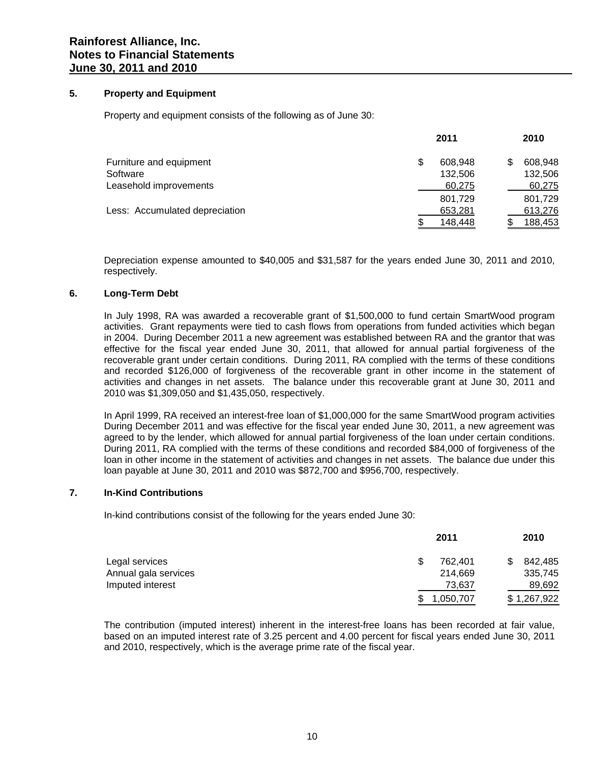# Rainforest Alliance, Inc.
# Notes to Financial Statements
# June 30, 2011 and 2010

## 5. Property and Equipment

Property and equipment consists of the following as of June 30:

| | 2011 | 2010 |
|---|---|---|
| Furniture and equipment | $ 608,948 | $ 608,948 |
| Software | 132,506 | 132,506 |
| Leasehold improvements | 60,275 | 60,275 |
| | 801,729 | 801,729 |
| Less: Accumulated depreciation | 653,281 | 613,276 |
| | $ 148,448 | $ 188,453 |

Depreciation expense amounted to $40,005 and $31,587 for the years ended June 30, 2011 and 2010, respectively.

## 6. Long-Term Debt

In July 1998, RA was awarded a recoverable grant of $1,500,000 to fund certain SmartWood program activities. Grant repayments were tied to cash flows from operations from funded activities which began in 2004. During December 2011 a new agreement was established between RA and the grantor that was effective for the fiscal year ended June 30, 2011, that allowed for annual partial forgiveness of the recoverable grant under certain conditions. During 2011, RA complied with the terms of these conditions and recorded $126,000 of forgiveness of the recoverable grant in other income in the statement of activities and changes in net assets. The balance under this recoverable grant at June 30, 2011 and 2010 was $1,309,050 and $1,435,050, respectively.

In April 1999, RA received an interest-free loan of $1,000,000 for the same SmartWood program activities During December 2011 and was effective for the fiscal year ended June 30, 2011, a new agreement was agreed to by the lender, which allowed for annual partial forgiveness of the loan under certain conditions. During 2011, RA complied with the terms of these conditions and recorded $84,000 of forgiveness of the loan in other income in the statement of activities and changes in net assets. The balance due under this loan payable at June 30, 2011 and 2010 was $872,700 and $956,700, respectively.

## 7. In-Kind Contributions

In-kind contributions consist of the following for the years ended June 30:

| | 2011 | 2010 |
|---|---|---|
| Legal services | $ 762,401 | $ 842,485 |
| Annual gala services | 214,669 | 335,745 |
| Imputed interest | 73,637 | 89,692 |
| | $ 1,050,707 | $ 1,267,922 |

The contribution (imputed interest) inherent in the interest-free loans has been recorded at fair value, based on an imputed interest rate of 3.25 percent and 4.00 percent for fiscal years ended June 30, 2011 and 2010, respectively, which is the average prime rate of the fiscal year.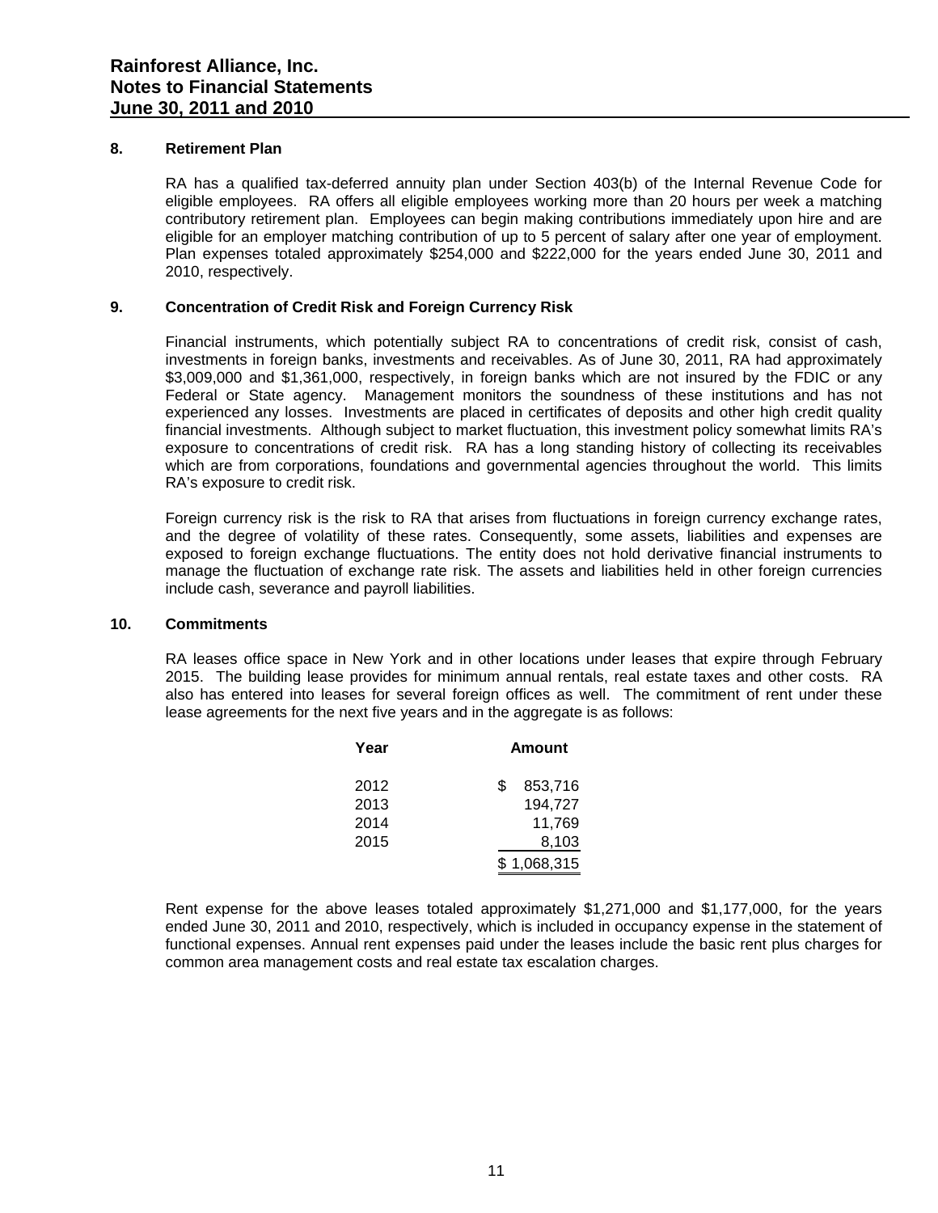## 8. Retirement Plan

RA has a qualified tax-deferred annuity plan under Section 403(b) of the Internal Revenue Code for eligible employees. RA offers all eligible employees working more than 20 hours per week a matching contributory retirement plan. Employees can begin making contributions immediately upon hire and are eligible for an employer matching contribution of up to 5 percent of salary after one year of employment. Plan expenses totaled approximately $254,000 and $222,000 for the years ended June 30, 2011 and 2010, respectively.

## 9. Concentration of Credit Risk and Foreign Currency Risk

Financial instruments, which potentially subject RA to concentrations of credit risk, consist of cash, investments in foreign banks, investments and receivables. As of June 30, 2011, RA had approximately $3,009,000 and $1,361,000, respectively, in foreign banks which are not insured by the FDIC or any Federal or State agency. Management monitors the soundness of these institutions and has not experienced any losses. Investments are placed in certificates of deposits and other high credit quality financial investments. Although subject to market fluctuation, this investment policy somewhat limits RA's exposure to concentrations of credit risk. RA has a long standing history of collecting its receivables which are from corporations, foundations and governmental agencies throughout the world. This limits RA's exposure to credit risk.

Foreign currency risk is the risk to RA that arises from fluctuations in foreign currency exchange rates, and the degree of volatility of these rates. Consequently, some assets, liabilities and expenses are exposed to foreign exchange fluctuations. The entity does not hold derivative financial instruments to manage the fluctuation of exchange rate risk. The assets and liabilities held in other foreign currencies include cash, severance and payroll liabilities.

## 10. Commitments

RA leases office space in New York and in other locations under leases that expire through February 2015. The building lease provides for minimum annual rentals, real estate taxes and other costs. RA also has entered into leases for several foreign offices as well. The commitment of rent under these lease agreements for the next five years and in the aggregate is as follows:

| Year | Amount |
|---|---|
| 2012 | $ 853,716 |
| 2013 | 194,727 |
| 2014 | 11,769 |
| 2015 | 8,103 |
| | $ 1,068,315 |

Rent expense for the above leases totaled approximately $1,271,000 and $1,177,000, for the years ended June 30, 2011 and 2010, respectively, which is included in occupancy expense in the statement of functional expenses. Annual rent expenses paid under the leases include the basic rent plus charges for common area management costs and real estate tax escalation charges.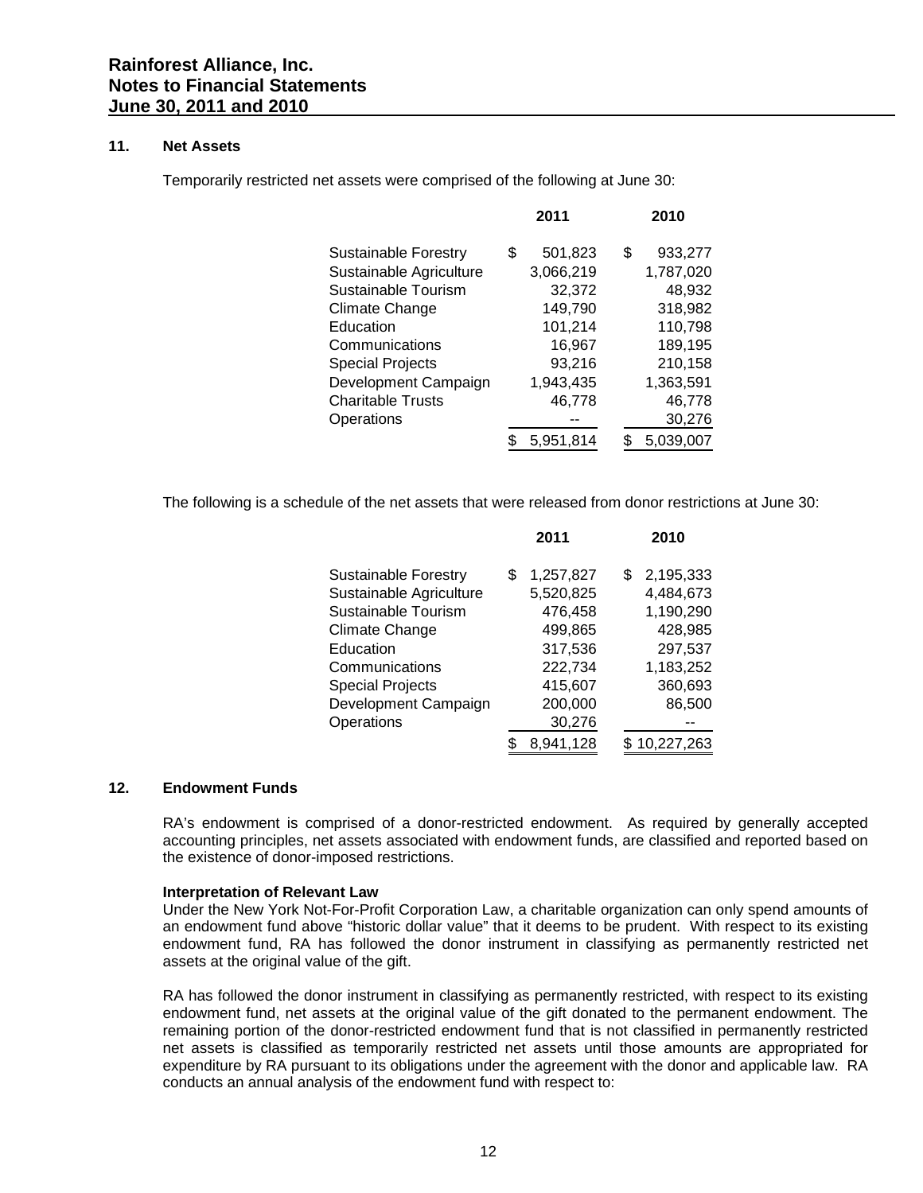# Rainforest Alliance, Inc.
# Notes to Financial Statements
# June 30, 2011 and 2010

## 11. Net Assets

Temporarily restricted net assets were comprised of the following at June 30:

| | 2011 | 2010 |
|---|---|---|
| Sustainable Forestry | $ 501,823 | $ 933,277 |
| Sustainable Agriculture | 3,066,219 | 1,787,020 |
| Sustainable Tourism | 32,372 | 48,932 |
| Climate Change | 149,790 | 318,982 |
| Education | 101,214 | 110,798 |
| Communications | 16,967 | 189,195 |
| Special Projects | 93,216 | 210,158 |
| Development Campaign | 1,943,435 | 1,363,591 |
| Charitable Trusts | 46,778 | 46,778 |
| Operations | -- | 30,276 |
| | $ 5,951,814 | $ 5,039,007 |

The following is a schedule of the net assets that were released from donor restrictions at June 30:

| | 2011 | 2010 |
|---|---|---|
| Sustainable Forestry | $ 1,257,827 | $ 2,195,333 |
| Sustainable Agriculture | 5,520,825 | 4,484,673 |
| Sustainable Tourism | 476,458 | 1,190,290 |
| Climate Change | 499,865 | 428,985 |
| Education | 317,536 | 297,537 |
| Communications | 222,734 | 1,183,252 |
| Special Projects | 415,607 | 360,693 |
| Development Campaign | 200,000 | 86,500 |
| Operations | 30,276 | -- |
| | $ 8,941,128 | $ 10,227,263 |

## 12. Endowment Funds

RA's endowment is comprised of a donor-restricted endowment. As required by generally accepted accounting principles, net assets associated with endowment funds, are classified and reported based on the existence of donor-imposed restrictions.

**Interpretation of Relevant Law**

Under the New York Not-For-Profit Corporation Law, a charitable organization can only spend amounts of an endowment fund above "historic dollar value" that it deems to be prudent. With respect to its existing endowment fund, RA has followed the donor instrument in classifying as permanently restricted net assets at the original value of the gift.

RA has followed the donor instrument in classifying as permanently restricted, with respect to its existing endowment fund, net assets at the original value of the gift donated to the permanent endowment. The remaining portion of the donor-restricted endowment fund that is not classified in permanently restricted net assets is classified as temporarily restricted net assets until those amounts are appropriated for expenditure by RA pursuant to its obligations under the agreement with the donor and applicable law. RA conducts an annual analysis of the endowment fund with respect to: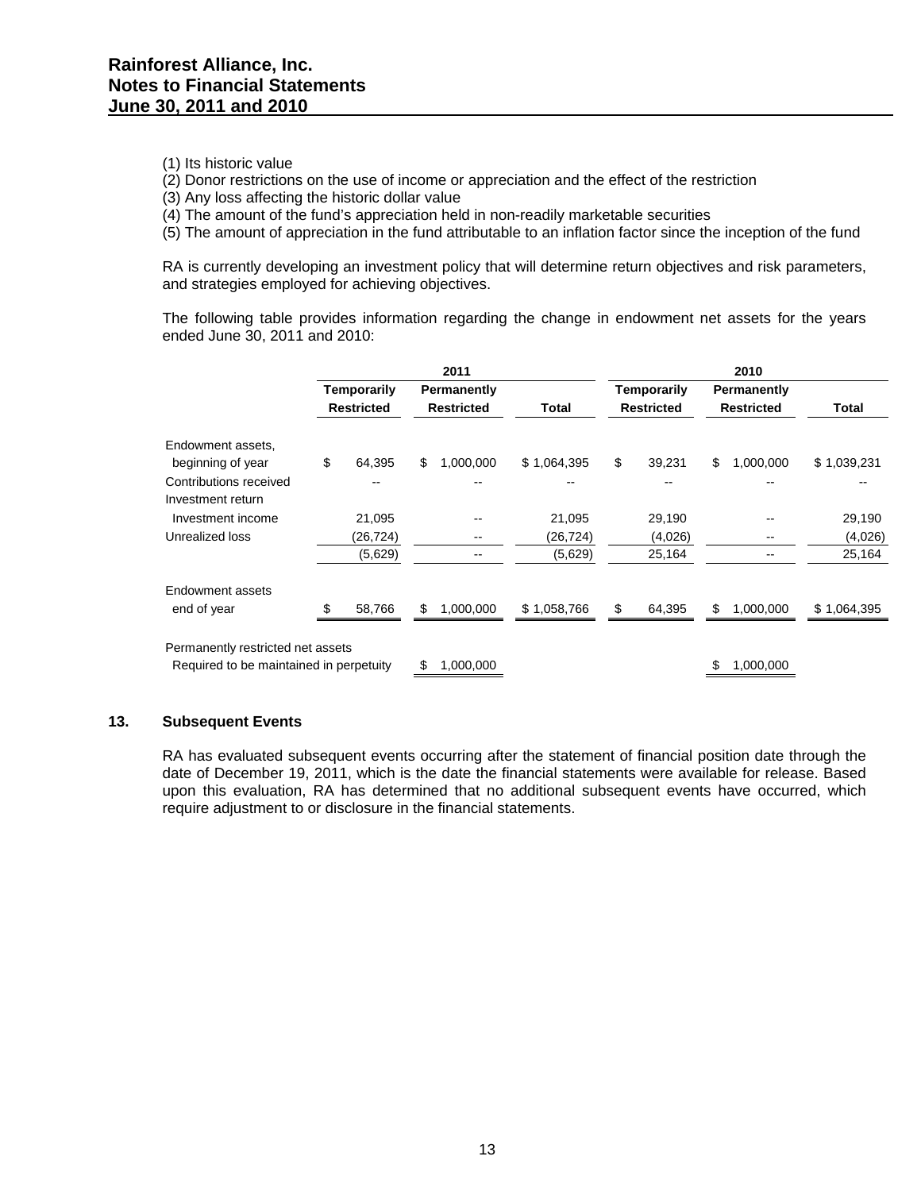(1) Its historic value
(2) Donor restrictions on the use of income or appreciation and the effect of the restriction
(3) Any loss affecting the historic dollar value
(4) The amount of the fund's appreciation held in non-readily marketable securities
(5) The amount of appreciation in the fund attributable to an inflation factor since the inception of the fund

RA is currently developing an investment policy that will determine return objectives and risk parameters, and strategies employed for achieving objectives.

The following table provides information regarding the change in endowment net assets for the years ended June 30, 2011 and 2010:

| | 2011 | | | 2010 | | |
|---|---|---|---|---|---|---|
| | **Temporarily Restricted** | **Permanently Restricted** | **Total** | **Temporarily Restricted** | **Permanently Restricted** | **Total** |
| Endowment assets, beginning of year | $ 64,395 | $ 1,000,000 | $ 1,064,395 | $ 39,231 | $ 1,000,000 | $ 1,039,231 |
| Contributions received | -- | -- | -- | -- | -- | -- |
| Investment return | | | | | | |
| Investment income | 21,095 | -- | 21,095 | 29,190 | -- | 29,190 |
| Unrealized loss | (26,724) | -- | (26,724) | (4,026) | -- | (4,026) |
| | (5,629) | -- | (5,629) | 25,164 | -- | 25,164 |
| Endowment assets end of year | $ 58,766 | $ 1,000,000 | $ 1,058,766 | $ 64,395 | $ 1,000,000 | $ 1,064,395 |
| Permanently restricted net assets Required to be maintained in perpetuity | | $ 1,000,000 | | | $ 1,000,000 | |

## 13. Subsequent Events

RA has evaluated subsequent events occurring after the statement of financial position date through the date of December 19, 2011, which is the date the financial statements were available for release. Based upon this evaluation, RA has determined that no additional subsequent events have occurred, which require adjustment to or disclosure in the financial statements.